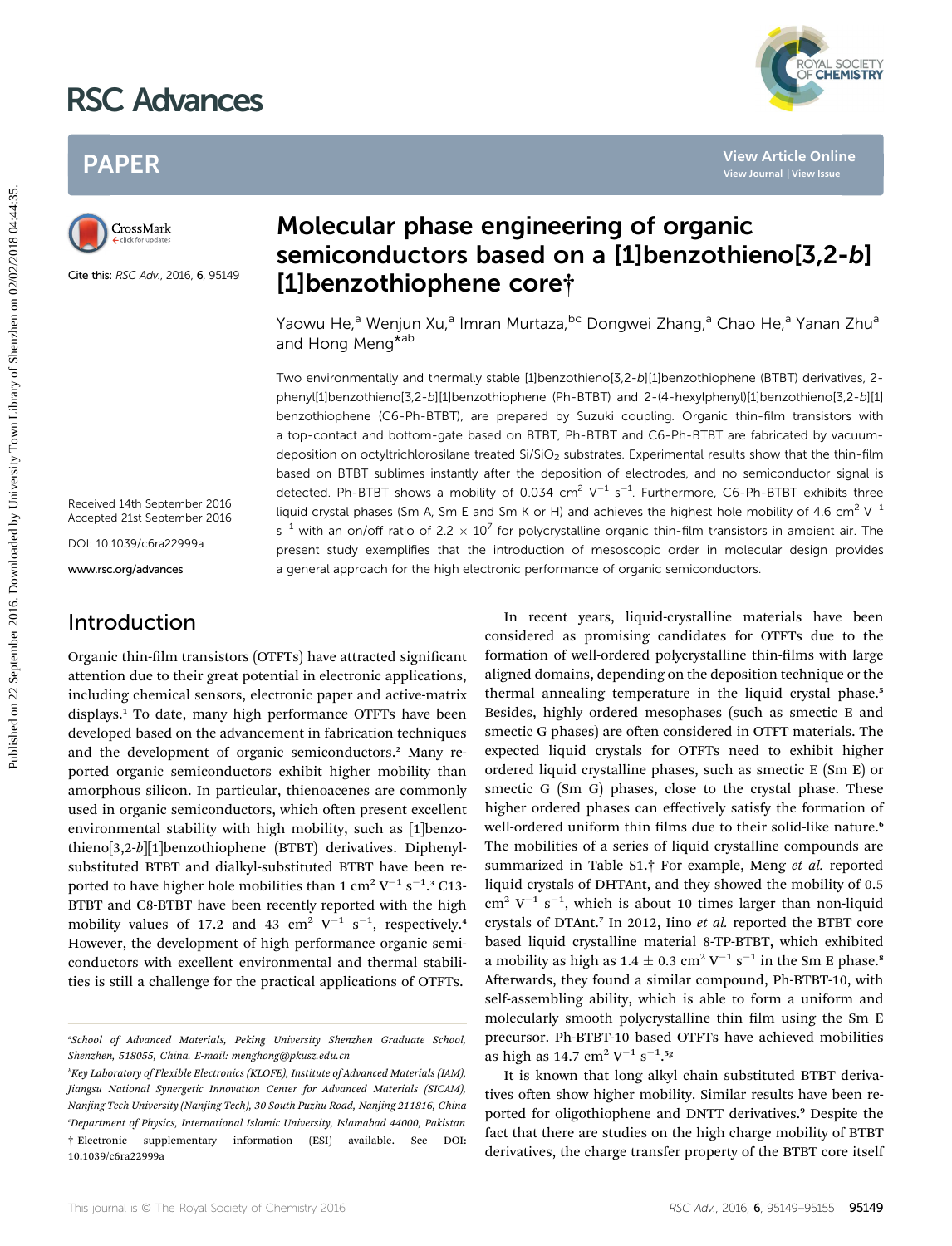# Molecular phase engineering of organic semiconductors based on a [1]benzothieno[3,2-*b*][1]benzothiophene core†

Yaowu He,[a] Wenjun Xu,[a] Imran Murtaza,[bc] Dongwei Zhang,[a] Chao He,[a] Yanan Zhu[a] and Hong Meng*[ab]

Cite this: *RSC Adv.*, 2016, **6**, 95149

Received 14th September 2016
Accepted 21st September 2016

DOI: 10.1039/c6ra22999a

www.rsc.org/advances

Two environmentally and thermally stable [1]benzothieno[3,2-*b*][1]benzothiophene (BTBT) derivatives, 2-phenyl[1]benzothieno[3,2-*b*][1]benzothiophene (Ph-BTBT) and 2-(4-hexylphenyl)[1]benzothieno[3,2-*b*][1]benzothiophene (C6-Ph-BTBT), are prepared by Suzuki coupling. Organic thin-film transistors with a top-contact and bottom-gate based on BTBT, Ph-BTBT and C6-Ph-BTBT are fabricated by vacuum-deposition on octyltrichlorosilane treated $Si/SiO_2$ substrates. Experimental results show that the thin-film based on BTBT sublimes instantly after the deposition of electrodes, and no semiconductor signal is detected. Ph-BTBT shows a mobility of 0.034 $cm^2\ V^{-1}\ s^{-1}$. Furthermore, C6-Ph-BTBT exhibits three liquid crystal phases (Sm A, Sm E and Sm K or H) and achieves the highest hole mobility of 4.6 $cm^2\ V^{-1}\ s^{-1}$ with an on/off ratio of $2.2 \times 10^7$ for polycrystalline organic thin-film transistors in ambient air. The present study exemplifies that the introduction of mesoscopic order in molecular design provides a general approach for the high electronic performance of organic semiconductors.

## Introduction

Organic thin-film transistors (OTFTs) have attracted significant attention due to their great potential in electronic applications, including chemical sensors, electronic paper and active-matrix displays.[1] To date, many high performance OTFTs have been developed based on the advancement in fabrication techniques and the development of organic semiconductors.[2] Many reported organic semiconductors exhibit higher mobility than amorphous silicon. In particular, thienoacenes are commonly used in organic semiconductors, which often present excellent environmental stability with high mobility, such as [1]benzothieno[3,2-*b*][1]benzothiophene (BTBT) derivatives. Diphenyl-substituted BTBT and dialkyl-substituted BTBT have been reported to have higher hole mobilities than 1 $cm^2\ V^{-1}\ s^{-1}$.[3] C13-BTBT and C8-BTBT have been recently reported with the high mobility values of 17.2 and 43 $cm^2\ V^{-1}\ s^{-1}$, respectively.[4] However, the development of high performance organic semiconductors with excellent environmental and thermal stabilities is still a challenge for the practical applications of OTFTs.

In recent years, liquid-crystalline materials have been considered as promising candidates for OTFTs due to the formation of well-ordered polycrystalline thin-films with large aligned domains, depending on the deposition technique or the thermal annealing temperature in the liquid crystal phase.[5] Besides, highly ordered mesophases (such as smectic E and smectic G phases) are often considered in OTFT materials. The expected liquid crystals for OTFTs need to exhibit higher ordered liquid crystalline phases, such as smectic E (Sm E) or smectic G (Sm G) phases, close to the crystal phase. These higher ordered phases can effectively satisfy the formation of well-ordered uniform thin films due to their solid-like nature.[6] The mobilities of a series of liquid crystalline compounds are summarized in Table S1.† For example, Meng *et al.* reported liquid crystals of DHTAnt, and they showed the mobility of 0.5 $cm^2\ V^{-1}\ s^{-1}$, which is about 10 times larger than non-liquid crystals of DTAnt.[7] In 2012, Iino *et al.* reported the BTBT core based liquid crystalline material 8-TP-BTBT, which exhibited a mobility as high as $1.4 \pm 0.3$ $cm^2\ V^{-1}\ s^{-1}$ in the Sm E phase.[8] Afterwards, they found a similar compound, Ph-BTBT-10, with self-assembling ability, which is able to form a uniform and molecularly smooth polycrystalline thin film using the Sm E precursor. Ph-BTBT-10 based OTFTs have achieved mobilities as high as 14.7 $cm^2\ V^{-1}\ s^{-1}$.[5g]

It is known that long alkyl chain substituted BTBT derivatives often show higher mobility. Similar results have been reported for oligothiophene and DNTT derivatives.[9] Despite the fact that there are studies on the high charge mobility of BTBT derivatives, the charge transfer property of the BTBT core itself

[a] School of Advanced Materials, Peking University Shenzhen Graduate School, Shenzhen, 518055, China. E-mail: menghong@pkusz.edu.cn

[b] Key Laboratory of Flexible Electronics (KLOFE), Institute of Advanced Materials (IAM), Jiangsu National Synergetic Innovation Center for Advanced Materials (SICAM), Nanjing Tech University (Nanjing Tech), 30 South Puzhu Road, Nanjing 211816, China

[c] Department of Physics, International Islamic University, Islamabad 44000, Pakistan

† Electronic supplementary information (ESI) available. See DOI: 10.1039/c6ra22999a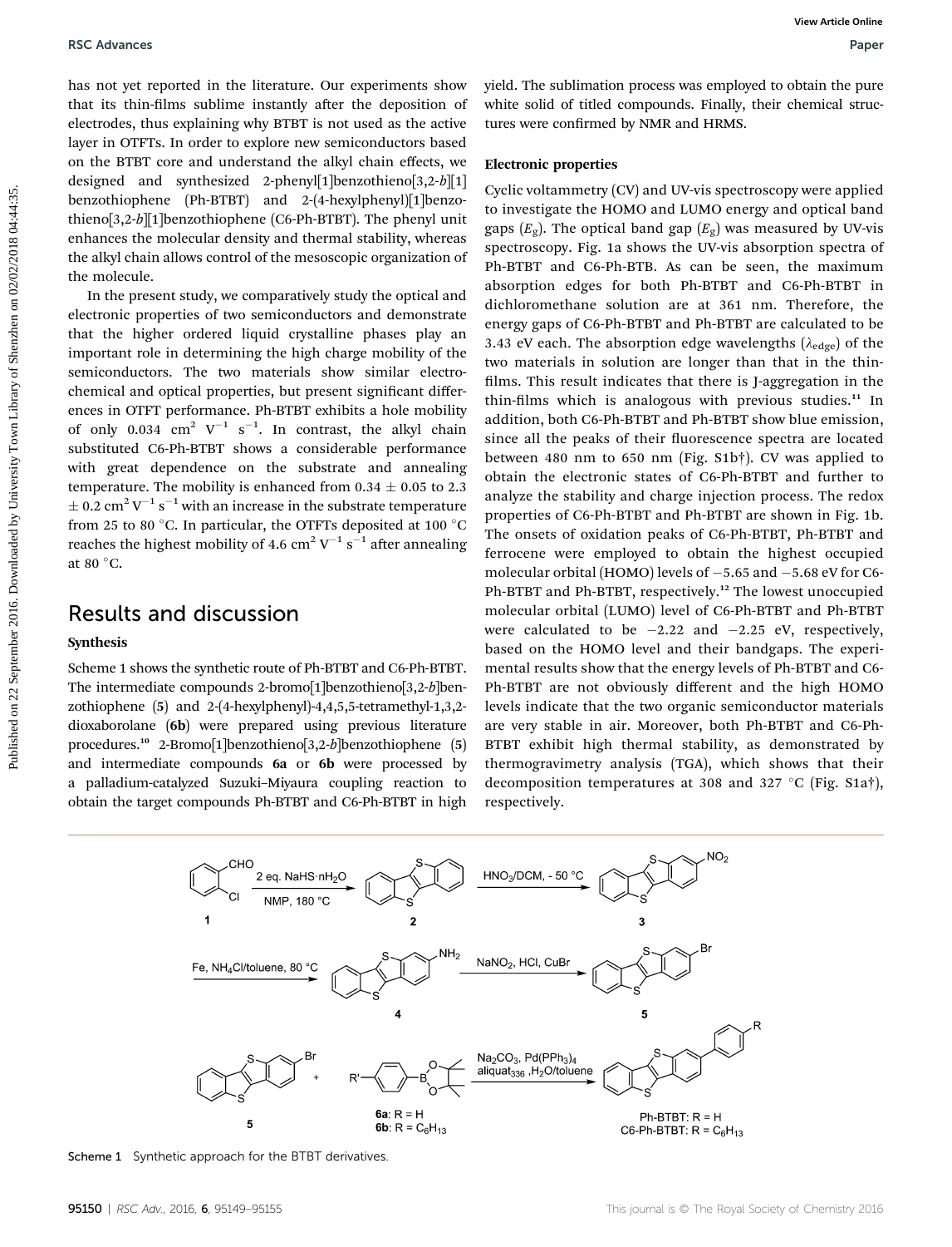has not yet reported in the literature. Our experiments show that its thin-films sublime instantly after the deposition of electrodes, thus explaining why BTBT is not used as the active layer in OTFTs. In order to explore new semiconductors based on the BTBT core and understand the alkyl chain effects, we designed and synthesized 2-phenyl[1]benzothieno[3,2-*b*][1]benzothiophene (Ph-BTBT) and 2-(4-hexylphenyl)[1]benzothieno[3,2-*b*][1]benzothiophene (C6-Ph-BTBT). The phenyl unit enhances the molecular density and thermal stability, whereas the alkyl chain allows control of the mesoscopic organization of the molecule.

In the present study, we comparatively study the optical and electronic properties of two semiconductors and demonstrate that the higher ordered liquid crystalline phases play an important role in determining the high charge mobility of the semiconductors. The two materials show similar electrochemical and optical properties, but present significant differences in OTFT performance. Ph-BTBT exhibits a hole mobility of only 0.034 $cm^2\ V^{-1}\ s^{-1}$. In contrast, the alkyl chain substituted C6-Ph-BTBT shows a considerable performance with great dependence on the substrate and annealing temperature. The mobility is enhanced from $0.34 \pm 0.05$ to $2.3 \pm 0.2\ cm^2\ V^{-1}\ s^{-1}$ with an increase in the substrate temperature from 25 to 80 °C. In particular, the OTFTs deposited at 100 °C reaches the highest mobility of 4.6 $cm^2\ V^{-1}\ s^{-1}$ after annealing at 80 °C.

## Results and discussion

### Synthesis

Scheme 1 shows the synthetic route of Ph-BTBT and C6-Ph-BTBT. The intermediate compounds 2-bromo[1]benzothieno[3,2-*b*]benzothiophene (**5**) and 2-(4-hexylphenyl)-4,4,5,5-tetramethyl-1,3,2-dioxaborolane (**6b**) were prepared using previous literature procedures.[10] 2-Bromo[1]benzothieno[3,2-*b*]benzothiophene (**5**) and intermediate compounds **6a** or **6b** were processed by a palladium-catalyzed Suzuki–Miyaura coupling reaction to obtain the target compounds Ph-BTBT and C6-Ph-BTBT in high yield. The sublimation process was employed to obtain the pure white solid of titled compounds. Finally, their chemical structures were confirmed by NMR and HRMS.

### Electronic properties

Cyclic voltammetry (CV) and UV-vis spectroscopy were applied to investigate the HOMO and LUMO energy and optical band gaps ($E_g$). The optical band gap ($E_g$) was measured by UV-vis spectroscopy. Fig. 1a shows the UV-vis absorption spectra of Ph-BTBT and C6-Ph-BTB. As can be seen, the maximum absorption edges for both Ph-BTBT and C6-Ph-BTBT in dichloromethane solution are at 361 nm. Therefore, the energy gaps of C6-Ph-BTBT and Ph-BTBT are calculated to be 3.43 eV each. The absorption edge wavelengths ($\lambda_{edge}$) of the two materials in solution are longer than that in the thin-films. This result indicates that there is J-aggregation in the thin-films which is analogous with previous studies.[11] In addition, both C6-Ph-BTBT and Ph-BTBT show blue emission, since all the peaks of their fluorescence spectra are located between 480 nm to 650 nm (Fig. S1b†). CV was applied to obtain the electronic states of C6-Ph-BTBT and further to analyze the stability and charge injection process. The redox properties of C6-Ph-BTBT and Ph-BTBT are shown in Fig. 1b. The onsets of oxidation peaks of C6-Ph-BTBT, Ph-BTBT and ferrocene were employed to obtain the highest occupied molecular orbital (HOMO) levels of −5.65 and −5.68 ev for C6-Ph-BTBT and Ph-BTBT, respectively.[12] The lowest unoccupied molecular orbital (LUMO) level of C6-Ph-BTBT and Ph-BTBT were calculated to be −2.22 and −2.25 eV, respectively, based on the HOMO level and their bandgaps. The experimental results show that the energy levels of Ph-BTBT and C6-Ph-BTBT are not obviously different and the high HOMO levels indicate that the two organic semiconductor materials are very stable in air. Moreover, both Ph-BTBT and C6-Ph-BTBT exhibit high thermal stability, as demonstrated by thermogravimetry analysis (TGA), which shows that their decomposition temperatures at 308 and 327 °C (Fig. S1a†), respectively.

Scheme 1 Synthetic approach for the BTBT derivatives.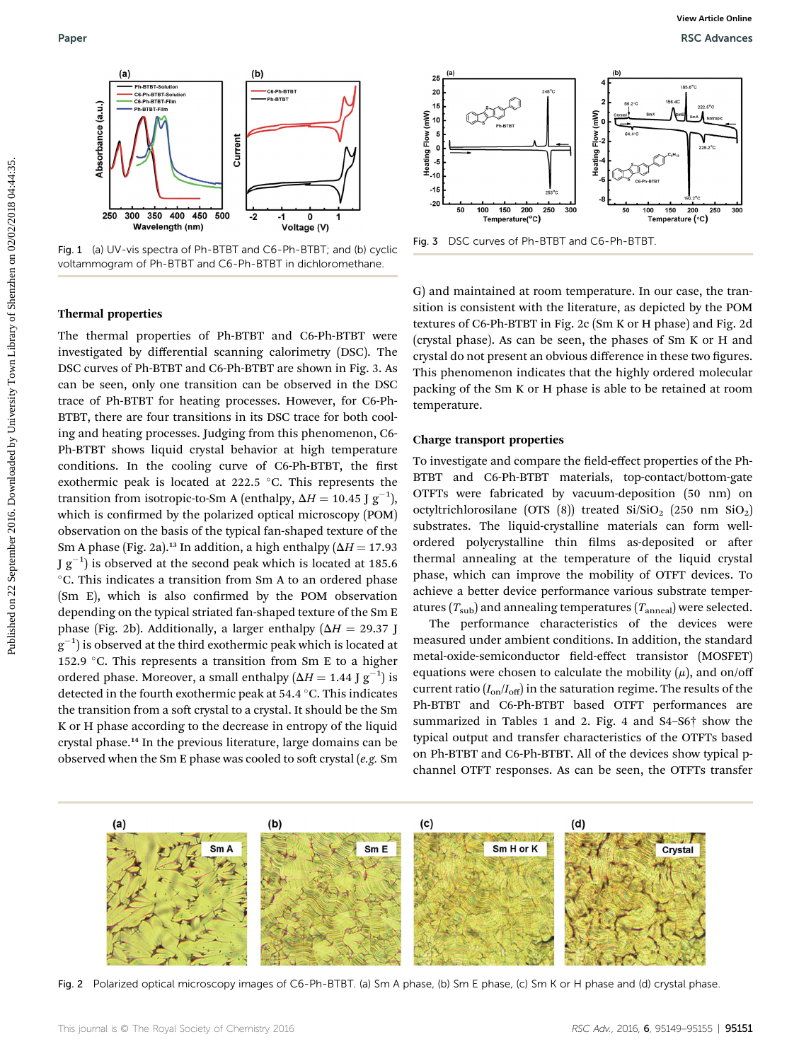Fig. 1 (a) UV-vis spectra of Ph-BTBT and C6-Ph-BTBT; and (b) cyclic voltammogram of Ph-BTBT and C6-Ph-BTBT in dichloromethane.

Fig. 3 DSC curves of Ph-BTBT and C6-Ph-BTBT.

### Thermal properties

The thermal properties of Ph-BTBT and C6-Ph-BTBT were investigated by differential scanning calorimetry (DSC). The DSC curves of Ph-BTBT and C6-Ph-BTBT are shown in Fig. 3. As can be seen, only one transition can be observed in the DSC trace of Ph-BTBT for heating processes. However, for C6-Ph-BTBT, there are four transitions in its DSC trace for both cooling and heating processes. Judging from this phenomenon, C6-Ph-BTBT shows liquid crystal behavior at high temperature conditions. In the cooling curve of C6-Ph-BTBT, the first exothermic peak is located at 222.5 °C. This represents the transition from isotropic-to-Sm A (enthalpy, $\Delta H = 10.45$ J g$^{-1}$), which is confirmed by the polarized optical microscopy (POM) observation on the basis of the typical fan-shaped texture of the Sm A phase (Fig. 2a).[13] In addition, a high enthalpy ($\Delta H = 17.93$ J g$^{-1}$) is observed at the second peak which is located at 185.6 °C. This indicates a transition from Sm A to an ordered phase (Sm E), which is also confirmed by the POM observation depending on the typical striated fan-shaped texture of the Sm E phase (Fig. 2b). Additionally, a larger enthalpy ($\Delta H = 29.37$ J g$^{-1}$) is observed at the third exothermic peak which is located at 152.9 °C. This represents a transition from Sm E to a higher ordered phase. Moreover, a small enthalpy ($\Delta H = 1.44$ J g$^{-1}$) is detected in the fourth exothermic peak at 54.4 °C. This indicates the transition from a soft crystal to a crystal. It should be the Sm K or H phase according to the decrease in entropy of the liquid crystal phase.[14] In the previous literature, large domains can be observed when the Sm E phase was cooled to soft crystal (*e.g.* Sm G) and maintained at room temperature. In our case, the transition is consistent with the literature, as depicted by the POM textures of C6-Ph-BTBT in Fig. 2c (Sm K or H phase) and Fig. 2d (crystal phase). As can be seen, the phases of Sm K or H and crystal do not present an obvious difference in these two figures. This phenomenon indicates that the highly ordered molecular packing of the Sm K or H phase is able to be retained at room temperature.

### Charge transport properties

To investigate and compare the field-effect properties of the Ph-BTBT and C6-Ph-BTBT materials, top-contact/bottom-gate OTFTs were fabricated by vacuum-deposition (50 nm) on octyltrichlorosilane (OTS (8)) treated $Si/SiO_2$ (250 nm $SiO_2$) substrates. The liquid-crystalline materials can form well-ordered polycrystalline thin films as-deposited or after thermal annealing at the temperature of the liquid crystal phase, which can improve the mobility of OTFT devices. To achieve a better device performance various substrate temperatures ($T_{sub}$) and annealing temperatures ($T_{anneal}$) were selected.

The performance characteristics of the devices were measured under ambient conditions. In addition, the standard metal-oxide-semiconductor field-effect transistor (MOSFET) equations were chosen to calculate the mobility ($\mu$), and on/off current ratio ($I_{on}/I_{off}$) in the saturation regime. The results of the Ph-BTBT and C6-Ph-BTBT based OTFT performances are summarized in Tables 1 and 2. Fig. 4 and S4–S6† show the typical output and transfer characteristics of the OTFTs based on Ph-BTBT and C6-Ph-BTBT. All of the devices show typical p-channel OTFT responses. As can be seen, the OTFTs transfer

Fig. 2 Polarized optical microscopy images of C6-Ph-BTBT. (a) Sm A phase, (b) Sm E phase, (c) Sm K or H phase and (d) crystal phase.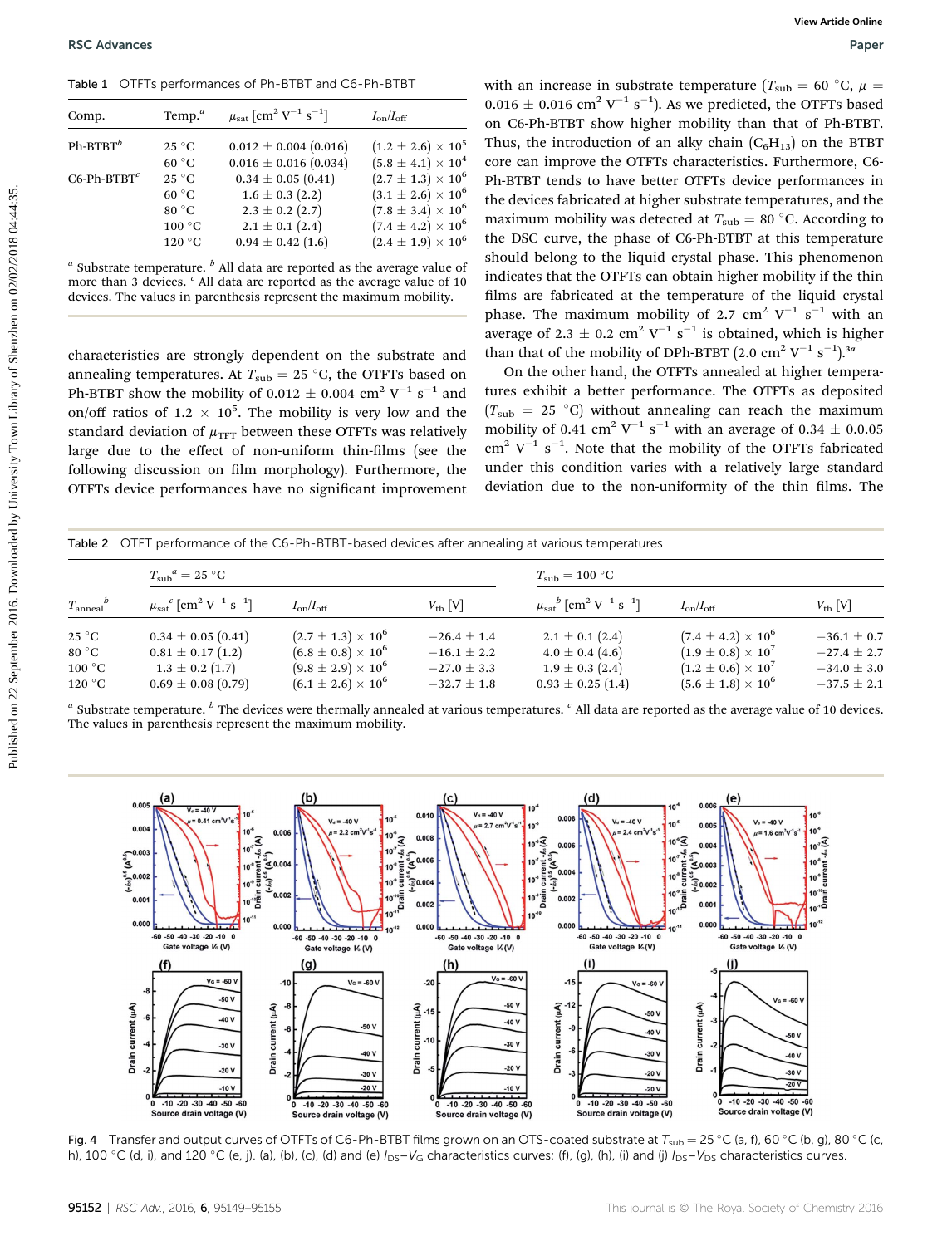Table 1 OTFTs performances of Ph-BTBT and C6-Ph-BTBT

| Comp. | Temp.[a] | $\mu_{sat}$ [cm$^2$ V$^{-1}$ s$^{-1}$] | $I_{on}/I_{off}$ |
|---|---|---|---|
| Ph-BTBT[b] | 25 °C | 0.012 ± 0.004 (0.016) | (1.2 ± 2.6) × $10^5$ |
| | 60 °C | 0.016 ± 0.016 (0.034) | (5.8 ± 4.1) × $10^4$ |
| C6-Ph-BTBT[c] | 25 °C | 0.34 ± 0.05 (0.41) | (2.7 ± 1.3) × $10^6$ |
| | 60 °C | 1.6 ± 0.3 (2.2) | (3.1 ± 2.6) × $10^6$ |
| | 80 °C | 2.3 ± 0.2 (2.7) | (7.8 ± 3.4) × $10^6$ |
| | 100 °C | 2.1 ± 0.1 (2.4) | (7.4 ± 4.2) × $10^6$ |
| | 120 °C | 0.94 ± 0.42 (1.6) | (2.4 ± 1.9) × $10^6$ |

[a] Substrate temperature. [b] All data are reported as the average value of more than 3 devices. [c] All data are reported as the average value of 10 devices. The values in parenthesis represent the maximum mobility.

characteristics are strongly dependent on the substrate and annealing temperatures. At $T_{sub}$ = 25 °C, the OTFTs based on Ph-BTBT show the mobility of 0.012 ± 0.004 cm$^2$ V$^{-1}$ s$^{-1}$ and on/off ratios of 1.2 × $10^5$. The mobility is very low and the standard deviation of $\mu_{TFT}$ between these OTFTs was relatively large due to the effect of non-uniform thin-films (see the following discussion on film morphology). Furthermore, the OTFTs device performances have no significant improvement with an increase in substrate temperature ($T_{sub}$ = 60 °C, $\mu$ = 0.016 ± 0.016 cm$^2$ V$^{-1}$ s$^{-1}$). As we predicted, the OTFTs based on C6-Ph-BTBT show higher mobility than that of Ph-BTBT. Thus, the introduction of an alky chain ($C_6H_{13}$) on the BTBT core can improve the OTFTs characteristics. Furthermore, C6-Ph-BTBT tends to have better OTFTs device performances in the devices fabricated at higher substrate temperatures, and the maximum mobility was detected at $T_{sub}$ = 80 °C. According to the DSC curve, the phase of C6-Ph-BTBT at this temperature should belong to the liquid crystal phase. This phenomenon indicates that the OTFTs can obtain higher mobility if the thin films are fabricated at the temperature of the liquid crystal phase. The maximum mobility of 2.7 cm$^2$ V$^{-1}$ s$^{-1}$ with an average of 2.3 ± 0.2 cm$^2$ V$^{-1}$ s$^{-1}$ is obtained, which is higher than that of the mobility of DPh-BTBT (2.0 cm$^2$ V$^{-1}$ s$^{-1}$).[3a]

On the other hand, the OTFTs annealed at higher temperatures exhibit a better performance. The OTFTs as deposited ($T_{sub}$ = 25 °C) without annealing can reach the maximum mobility of 0.41 cm$^2$ V$^{-1}$ s$^{-1}$ with an average of 0.34 ± 0.0.05 cm$^2$ V$^{-1}$ s$^{-1}$. Note that the mobility of the OTFTs fabricated under this condition varies with a relatively large standard deviation due to the non-uniformity of the thin films. The

Table 2 OTFT performance of the C6-Ph-BTBT-based devices after annealing at various temperatures

| | $T_{sub}$[a] = 25 °C | | | $T_{sub}$ = 100 °C | | |
|---|---|---|---|---|---|---|
| $T_{anneal}$[b] | $\mu_{sat}$[c] [cm$^2$ V$^{-1}$ s$^{-1}$] | $I_{on}/I_{off}$ | $V_{th}$ [V] | $\mu_{sat}$[b] [cm$^2$ V$^{-1}$ s$^{-1}$] | $I_{on}/I_{off}$ | $V_{th}$ [V] |
| 25 °C | 0.34 ± 0.05 (0.41) | (2.7 ± 1.3) × $10^6$ | −26.4 ± 1.4 | 2.1 ± 0.1 (2.4) | (7.4 ± 4.2) × $10^6$ | −36.1 ± 0.7 |
| 80 °C | 0.81 ± 0.17 (1.2) | (6.8 ± 0.8) × $10^6$ | −16.1 ± 2.2 | 4.0 ± 0.4 (4.6) | (1.9 ± 0.8) × $10^7$ | −27.4 ± 2.7 |
| 100 °C | 1.3 ± 0.2 (1.7) | (9.8 ± 2.9) × $10^6$ | −27.0 ± 3.3 | 1.9 ± 0.3 (2.4) | (1.2 ± 0.6) × $10^7$ | −34.0 ± 3.0 |
| 120 °C | 0.69 ± 0.08 (0.79) | (6.1 ± 2.6) × $10^6$ | −32.7 ± 1.8 | 0.93 ± 0.25 (1.4) | (5.6 ± 1.8) × $10^6$ | −37.5 ± 2.1 |

[a] Substrate temperature. [b] The devices were thermally annealed at various temperatures. [c] All data are reported as the average value of 10 devices. The values in parenthesis represent the maximum mobility.

Fig. 4 Transfer and output curves of OTFTs of C6-Ph-BTBT films grown on an OTS-coated substrate at $T_{sub}$ = 25 °C (a, f), 60 °C (b, g), 80 °C (c, h), 100 °C (d, i), and 120 °C (e, j). (a), (b), (c), (d) and (e) $I_{DS}$–$V_G$ characteristics curves; (f), (g), (h), (i) and (j) $I_{DS}$–$V_{DS}$ characteristics curves.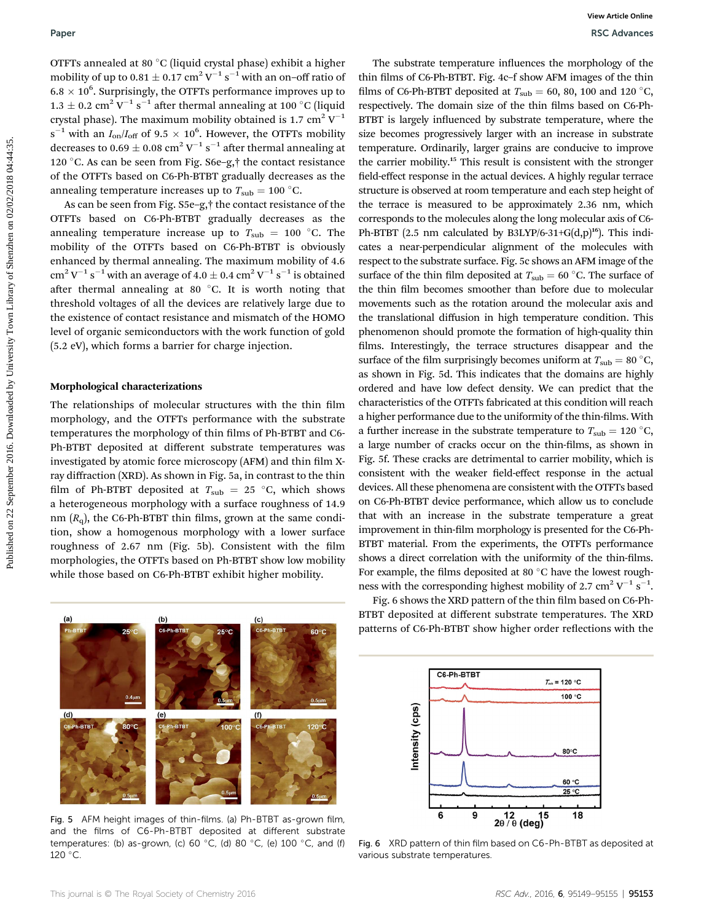OTFTs annealed at 80 °C (liquid crystal phase) exhibit a higher mobility of up to 0.81 ± 0.17 $cm^2 V^{-1} s^{-1}$ with an on–off ratio of 6.8 × $10^6$. Surprisingly, the OTFTs performance improves up to 1.3 ± 0.2 $cm^2 V^{-1} s^{-1}$ after thermal annealing at 100 °C (liquid crystal phase). The maximum mobility obtained is 1.7 $cm^2 V^{-1} s^{-1}$ with an $I_{on}/I_{off}$ of 9.5 × $10^6$. However, the OTFTs mobility decreases to 0.69 ± 0.08 $cm^2 V^{-1} s^{-1}$ after thermal annealing at 120 °C. As can be seen from Fig. S6e–g,† the contact resistance of the OTFTs based on C6-Ph-BTBT gradually decreases as the annealing temperature increases up to $T_{sub}$ = 100 °C.

As can be seen from Fig. S5e–g,† the contact resistance of the OTFTs based on C6-Ph-BTBT gradually decreases as the annealing temperature increase up to $T_{sub}$ = 100 °C. The mobility of the OTFTs based on C6-Ph-BTBT is obviously enhanced by thermal annealing. The maximum mobility of 4.6 $cm^2 V^{-1} s^{-1}$ with an average of 4.0 ± 0.4 $cm^2 V^{-1} s^{-1}$ is obtained after thermal annealing at 80 °C. It is worth noting that threshold voltages of all the devices are relatively large due to the existence of contact resistance and mismatch of the HOMO level of organic semiconductors with the work function of gold (5.2 eV), which forms a barrier for charge injection.

## Morphological characterizations

The relationships of molecular structures with the thin film morphology, and the OTFTs performance with the substrate temperatures the morphology of thin films of Ph-BTBT and C6-Ph-BTBT deposited at different substrate temperatures was investigated by atomic force microscopy (AFM) and thin film X-ray diffraction (XRD). As shown in Fig. 5a, in contrast to the thin film of Ph-BTBT deposited at $T_{sub}$ = 25 °C, which shows a heterogeneous morphology with a surface roughness of 14.9 nm ($R_q$), the C6-Ph-BTBT thin films, grown at the same condition, show a homogenous morphology with a lower surface roughness of 2.67 nm (Fig. 5b). Consistent with the film morphologies, the OTFTs based on Ph-BTBT show low mobility while those based on C6-Ph-BTBT exhibit higher mobility.

Fig. 5 AFM height images of thin-films. (a) Ph-BTBT as-grown film, and the films of C6-Ph-BTBT deposited at different substrate temperatures: (b) as-grown, (c) 60 °C, (d) 80 °C, (e) 100 °C, and (f) 120 °C.

The substrate temperature influences the morphology of the thin films of C6-Ph-BTBT. Fig. 4c–f show AFM images of the thin films of C6-Ph-BTBT deposited at $T_{sub}$ = 60, 80, 100 and 120 °C, respectively. The domain size of the thin films based on C6-Ph-BTBT is largely influenced by substrate temperature, where the size becomes progressively larger with an increase in substrate temperature. Ordinarily, larger grains are conducive to improve the carrier mobility.[15] This result is consistent with the stronger field-effect response in the actual devices. A highly regular terrace structure is observed at room temperature and each step height of the terrace is measured to be approximately 2.36 nm, which corresponds to the molecules along the long molecular axis of C6-Ph-BTBT (2.5 nm calculated by B3LYP/6-31+G(d,p)[16]). This indicates a near-perpendicular alignment of the molecules with respect to the substrate surface. Fig. 5c shows an AFM image of the surface of the thin film deposited at $T_{sub}$ = 60 °C. The surface of the thin film becomes smoother than before due to molecular movements such as the rotation around the molecular axis and the translational diffusion in high temperature condition. This phenomenon should promote the formation of high-quality thin films. Interestingly, the terrace structures disappear and the surface of the film surprisingly becomes uniform at $T_{sub}$ = 80 °C, as shown in Fig. 5d. This indicates that the domains are highly ordered and have low defect density. We can predict that the characteristics of the OTFTs fabricated at this condition will reach a higher performance due to the uniformity of the thin-films. With a further increase in the substrate temperature to $T_{sub}$ = 120 °C, a large number of cracks occur on the thin-films, as shown in Fig. 5f. These cracks are detrimental to carrier mobility, which is consistent with the weaker field-effect response in the actual devices. All these phenomena are consistent with the OTFTs based on C6-Ph-BTBT device performance, which allow us to conclude that with an increase in the substrate temperature a great improvement in thin-film morphology is presented for the C6-Ph-BTBT material. From the experiments, the OTFTs performance shows a direct correlation with the uniformity of the thin-films. For example, the films deposited at 80 °C have the lowest roughness with the corresponding highest mobility of 2.7 $cm^2 V^{-1} s^{-1}$.

Fig. 6 shows the XRD pattern of the thin film based on C6-Ph-BTBT deposited at different substrate temperatures. The XRD patterns of C6-Ph-BTBT show higher order reflections with the

Fig. 6 XRD pattern of thin film based on C6-Ph-BTBT as deposited at various substrate temperatures.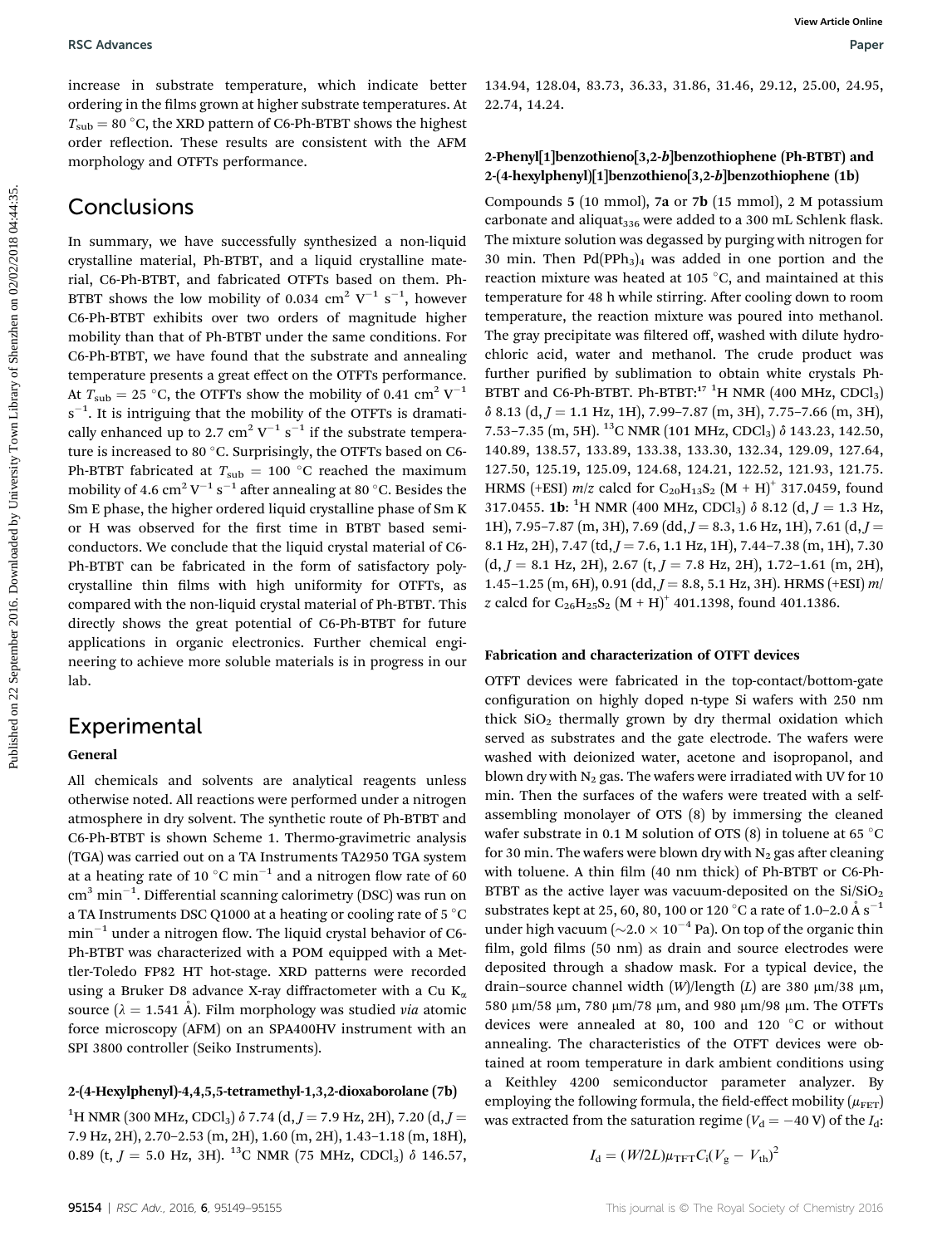increase in substrate temperature, which indicate better ordering in the films grown at higher substrate temperatures. At $T_{sub} = 80$ °C, the XRD pattern of C6-Ph-BTBT shows the highest order reflection. These results are consistent with the AFM morphology and OTFTs performance.

## Conclusions

In summary, we have successfully synthesized a non-liquid crystalline material, Ph-BTBT, and a liquid crystalline material, C6-Ph-BTBT, and fabricated OTFTs based on them. Ph-BTBT shows the low mobility of 0.034 $cm^2 V^{-1} s^{-1}$, however C6-Ph-BTBT exhibits over two orders of magnitude higher mobility than that of Ph-BTBT under the same conditions. For C6-Ph-BTBT, we have found that the substrate and annealing temperature presents a great effect on the OTFTs performance. At $T_{sub} = 25$ °C, the OTFTs show the mobility of 0.41 $cm^2 V^{-1} s^{-1}$. It is intriguing that the mobility of the OTFTs is dramatically enhanced up to 2.7 $cm^2 V^{-1} s^{-1}$ if the substrate temperature is increased to 80 °C. Surprisingly, the OTFTs based on C6-Ph-BTBT fabricated at $T_{sub} = 100$ °C reached the maximum mobility of 4.6 $cm^2 V^{-1} s^{-1}$ after annealing at 80 °C. Besides the Sm E phase, the higher ordered liquid crystalline phase of Sm K or H was observed for the first time in BTBT based semiconductors. We conclude that the liquid crystal material of C6-Ph-BTBT can be fabricated in the form of satisfactory polycrystalline thin films with high uniformity for OTFTs, as compared with the non-liquid crystal material of Ph-BTBT. This directly shows the great potential of C6-Ph-BTBT for future applications in organic electronics. Further chemical engineering to achieve more soluble materials is in progress in our lab.

## Experimental

### General

All chemicals and solvents are analytical reagents unless otherwise noted. All reactions were performed under a nitrogen atmosphere in dry solvent. The synthetic route of Ph-BTBT and C6-Ph-BTBT is shown Scheme 1. Thermo-gravimetric analysis (TGA) was carried out on a TA Instruments TA2950 TGA system at a heating rate of 10 °C $min^{-1}$ and a nitrogen flow rate of 60 $cm^3 min^{-1}$. Differential scanning calorimetry (DSC) was run on a TA Instruments DSC Q1000 at a heating or cooling rate of 5 °C $min^{-1}$ under a nitrogen flow. The liquid crystal behavior of C6-Ph-BTBT was characterized with a POM equipped with a Mettler-Toledo FP82 HT hot-stage. XRD patterns were recorded using a Bruker D8 advance X-ray diffractometer with a Cu $K_\alpha$ source ($\lambda = 1.541$ Å). Film morphology was studied *via* atomic force microscopy (AFM) on an SPA400HV instrument with an SPI 3800 controller (Seiko Instruments).

### 2-(4-Hexylphenyl)-4,4,5,5-tetramethyl-1,3,2-dioxaborolane (7b)

$^1$H NMR (300 MHz, $CDCl_3$) $\delta$ 7.74 (d, $J$ = 7.9 Hz, 2H), 7.20 (d, $J$ = 7.9 Hz, 2H), 2.70–2.53 (m, 2H), 1.60 (m, 2H), 1.43–1.18 (m, 18H), 0.89 (t, $J$ = 5.0 Hz, 3H). $^{13}$C NMR (75 MHz, $CDCl_3$) $\delta$ 146.57, 134.94, 128.04, 83.73, 36.33, 31.86, 31.46, 29.12, 25.00, 24.95, 22.74, 14.24.

### 2-Phenyl[1]benzothieno[3,2-*b*]benzothiophene (Ph-BTBT) and 2-(4-hexylphenyl)[1]benzothieno[3,2-*b*]benzothiophene (1b)

Compounds **5** (10 mmol), **7a** or **7b** (15 mmol), 2 M potassium carbonate and aliquat$_{336}$ were added to a 300 mL Schlenk flask. The mixture solution was degassed by purging with nitrogen for 30 min. Then $Pd(PPh_3)_4$ was added in one portion and the reaction mixture was heated at 105 °C, and maintained at this temperature for 48 h while stirring. After cooling down to room temperature, the reaction mixture was poured into methanol. The gray precipitate was filtered off, washed with dilute hydrochloric acid, water and methanol. The crude product was further purified by sublimation to obtain white crystals Ph-BTBT and C6-Ph-BTBT. Ph-BTBT:[17] $^1$H NMR (400 MHz, $CDCl_3$) $\delta$ 8.13 (d, $J$ = 1.1 Hz, 1H), 7.99–7.87 (m, 3H), 7.75–7.66 (m, 3H), 7.53–7.35 (m, 5H). $^{13}$C NMR (101 MHz, $CDCl_3$) $\delta$ 143.23, 142.50, 140.89, 138.57, 133.89, 133.38, 133.30, 132.34, 129.09, 127.64, 127.50, 125.19, 125.09, 124.68, 124.21, 122.52, 121.93, 121.75. HRMS (+ESI) $m/z$ calcd for $C_{20}H_{13}S_2$ $(M + H)^+$ 317.0459, found 317.0455. **1b**: $^1$H NMR (400 MHz, $CDCl_3$) $\delta$ 8.12 (d, $J$ = 1.3 Hz, 1H), 7.95–7.87 (m, 3H), 7.69 (dd, $J$ = 8.3, 1.6 Hz, 1H), 7.61 (d, $J$ = 8.1 Hz, 2H), 7.47 (td, $J$ = 7.6, 1.1 Hz, 1H), 7.44–7.38 (m, 1H), 7.30 (d, $J$ = 8.1 Hz, 2H), 2.67 (t, $J$ = 7.8 Hz, 2H), 1.72–1.61 (m, 2H), 1.45–1.25 (m, 6H), 0.91 (dd, $J$ = 8.8, 5.1 Hz, 3H). HRMS (+ESI) $m/z$ calcd for $C_{26}H_{25}S_2$ $(M + H)^+$ 401.1398, found 401.1386.

### Fabrication and characterization of OTFT devices

OTFT devices were fabricated in the top-contact/bottom-gate configuration on highly doped n-type Si wafers with 250 nm thick $SiO_2$ thermally grown by dry thermal oxidation which served as substrates and the gate electrode. The wafers were washed with deionized water, acetone and isopropanol, and blown dry with $N_2$ gas. The wafers were irradiated with UV for 10 min. Then the surfaces of the wafers were treated with a self-assembling monolayer of OTS (**8**) by immersing the cleaned wafer substrate in 0.1 M solution of OTS (**8**) in toluene at 65 °C for 30 min. The wafers were blown dry with $N_2$ gas after cleaning with toluene. A thin film (40 nm thick) of Ph-BTBT or C6-Ph-BTBT as the active layer was vacuum-deposited on the Si/$SiO_2$ substrates kept at 25, 60, 80, 100 or 120 °C a rate of 1.0–2.0 Å $s^{-1}$ under high vacuum (~$2.0 \times 10^{-4}$ Pa). On top of the organic thin film, gold films (50 nm) as drain and source electrodes were deposited through a shadow mask. For a typical device, the drain–source channel width ($W$)/length ($L$) are 380 μm/38 μm, 580 μm/58 μm, 780 μm/78 μm, and 980 μm/98 μm. The OTFTs devices were annealed at 80, 100 and 120 °C or without annealing. The characteristics of the OTFT devices were obtained at room temperature in dark ambient conditions using a Keithley 4200 semiconductor parameter analyzer. By employing the following formula, the field-effect mobility ($\mu_{FET}$) was extracted from the saturation regime ($V_d = -40$ V) of the $I_d$:

$$I_d = (W/2L)\mu_{TFT}C_i(V_g - V_{th})^2$$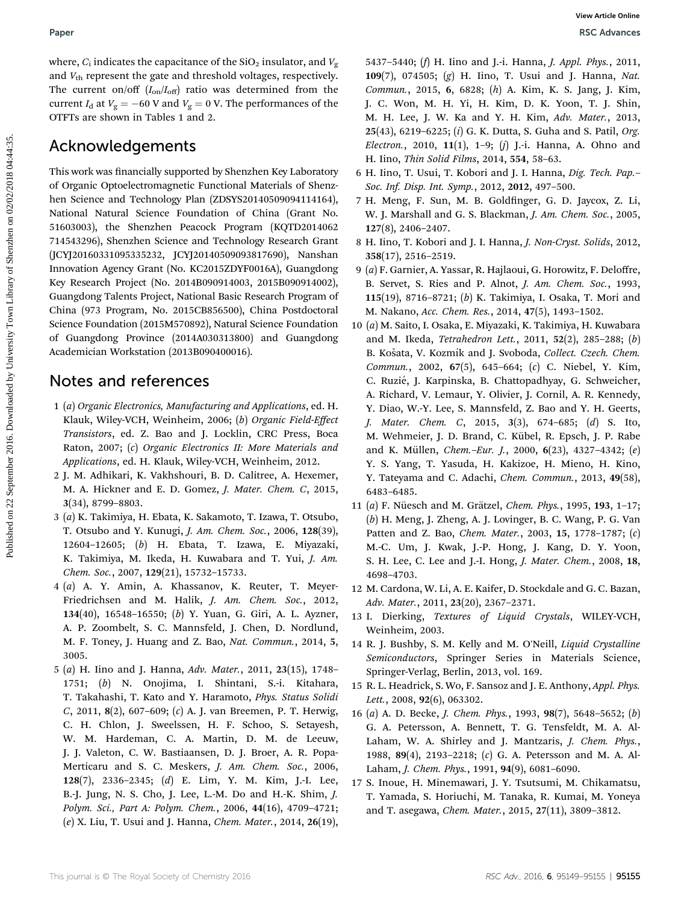where, $C_i$ indicates the capacitance of the $SiO_2$ insulator, and $V_g$ and $V_{th}$ represent the gate and threshold voltages, respectively. The current on/off ($I_{on}/I_{off}$) ratio was determined from the current $I_d$ at $V_g = -60$ V and $V_g = 0$ V. The performances of the OTFTs are shown in Tables 1 and 2.

## Acknowledgements

This work was financially supported by Shenzhen Key Laboratory of Organic Optoelectromagnetic Functional Materials of Shenzhen Science and Technology Plan (ZDSYS20140509094114164), National Natural Science Foundation of China (Grant No. 51603003), the Shenzhen Peacock Program (KQTD2014062714543296), Shenzhen Science and Technology Research Grant (JCYJ20160331095335232, JCYJ20140509093817690), Nanshan Innovation Agency Grant (No. KC2015ZDYF0016A), Guangdong Key Research Project (No. 2014B090914003, 2015B090914002), Guangdong Talents Project, National Basic Research Program of China (973 Program, No. 2015CB856500), China Postdoctoral Science Foundation (2015M570892), Natural Science Foundation of Guangdong Province (2014A030313800) and Guangdong Academician Workstation (2013B090400016).

## Notes and references

1 (*a*) *Organic Electronics, Manufacturing and Applications*, ed. H. Klauk, Wiley-VCH, Weinheim, 2006; (*b*) *Organic Field-Effect Transistors*, ed. Z. Bao and J. Locklin, CRC Press, Boca Raton, 2007; (*c*) *Organic Electronics II: More Materials and Applications*, ed. H. Klauk, Wiley-VCH, Weinheim, 2012.

2 J. M. Adhikari, K. Vakhshouri, B. D. Calitree, A. Hexemer, M. A. Hickner and E. D. Gomez, *J. Mater. Chem. C*, 2015, **3**(34), 8799–8803.

3 (*a*) K. Takimiya, H. Ebata, K. Sakamoto, T. Izawa, T. Otsubo, T. Otsubo and Y. Kunugi, *J. Am. Chem. Soc.*, 2006, **128**(39), 12604–12605; (*b*) H. Ebata, T. Izawa, E. Miyazaki, K. Takimiya, M. Ikeda, H. Kuwabara and T. Yui, *J. Am. Chem. Soc.*, 2007, **129**(21), 15732–15733.

4 (*a*) A. Y. Amin, A. Khassanov, K. Reuter, T. Meyer-Friedrichsen and M. Halik, *J. Am. Chem. Soc.*, 2012, **134**(40), 16548–16550; (*b*) Y. Yuan, G. Giri, A. L. Ayzner, A. P. Zoombelt, S. C. Mannsfeld, J. Chen, D. Nordlund, M. F. Toney, J. Huang and Z. Bao, *Nat. Commun.*, 2014, **5**, 3005.

5 (*a*) H. Iino and J. Hanna, *Adv. Mater.*, 2011, **23**(15), 1748–1751; (*b*) N. Onojima, I. Shintani, S.-i. Kitahara, T. Takahashi, T. Kato and Y. Haramoto, *Phys. Status Solidi C*, 2011, **8**(2), 607–609; (*c*) A. J. van Breemen, P. T. Herwig, C. H. Chlon, J. Sweelssen, H. F. Schoo, S. Setayesh, W. M. Hardeman, C. A. Martin, D. M. de Leeuw, J. J. Valeton, C. W. Bastiaansen, D. J. Broer, A. R. Popa-Merticaru and S. C. Meskers, *J. Am. Chem. Soc.*, 2006, **128**(7), 2336–2345; (*d*) E. Lim, Y. M. Kim, J.-I. Lee, B.-J. Jung, N. S. Cho, J. Lee, L.-M. Do and H.-K. Shim, *J. Polym. Sci., Part A: Polym. Chem.*, 2006, **44**(16), 4709–4721; (*e*) X. Liu, T. Usui and J. Hanna, *Chem. Mater.*, 2014, **26**(19), 5437–5440; (*f*) H. Iino and J.-i. Hanna, *J. Appl. Phys.*, 2011, **109**(7), 074505; (*g*) H. Iino, T. Usui and J. Hanna, *Nat. Commun.*, 2015, **6**, 6828; (*h*) A. Kim, K. S. Jang, J. Kim, J. C. Won, M. H. Yi, H. Kim, D. K. Yoon, T. J. Shin, M. H. Lee, J. W. Ka and Y. H. Kim, *Adv. Mater.*, 2013, **25**(43), 6219–6225; (*i*) G. K. Dutta, S. Guha and S. Patil, *Org. Electron.*, 2010, **11**(1), 1–9; (*j*) J.-i. Hanna, A. Ohno and H. Iino, *Thin Solid Films*, 2014, **554**, 58–63.

6 H. Iino, T. Usui, T. Kobori and J. I. Hanna, *Dig. Tech. Pap.–Soc. Inf. Disp. Int. Symp.*, 2012, **2012**, 497–500.

7 H. Meng, F. Sun, M. B. Goldfinger, G. D. Jaycox, Z. Li, W. J. Marshall and G. S. Blackman, *J. Am. Chem. Soc.*, 2005, **127**(8), 2406–2407.

8 H. Iino, T. Kobori and J. I. Hanna, *J. Non-Cryst. Solids*, 2012, **358**(17), 2516–2519.

9 (*a*) F. Garnier, A. Yassar, R. Hajlaoui, G. Horowitz, F. Deloffre, B. Servet, S. Ries and P. Alnot, *J. Am. Chem. Soc.*, 1993, **115**(19), 8716–8721; (*b*) K. Takimiya, I. Osaka, T. Mori and M. Nakano, *Acc. Chem. Res.*, 2014, **47**(5), 1493–1502.

10 (*a*) M. Saito, I. Osaka, E. Miyazaki, K. Takimiya, H. Kuwabara and M. Ikeda, *Tetrahedron Lett.*, 2011, **52**(2), 285–288; (*b*) B. Košata, V. Kozmík and J. Svoboda, *Collect. Czech. Chem. Commun.*, 2002, **67**(5), 645–664; (*c*) C. Niebel, Y. Kim, C. Ruzié, J. Karpinska, B. Chattopadhyay, G. Schweicher, A. Richard, V. Lemaur, Y. Olivier, J. Cornil, A. R. Kennedy, Y. Diao, W.-Y. Lee, S. Mannsfeld, Z. Bao and Y. H. Geerts, *J. Mater. Chem. C*, 2015, **3**(3), 674–685; (*d*) S. Ito, M. Wehmeier, J. D. Brand, C. Kübel, R. Epsch, J. P. Rabe and K. Müllen, *Chem.–Eur. J.*, 2000, **6**(23), 4327–4342; (*e*) Y. S. Yang, T. Yasuda, H. Kakizoe, H. Mieno, H. Kino, Y. Tateyama and C. Adachi, *Chem. Commun.*, 2013, **49**(58), 6483–6485.

11 (*a*) F. Nüesch and M. Grätzel, *Chem. Phys.*, 1995, **193**, 1–17; (*b*) H. Meng, J. Zheng, A. J. Lovinger, B. C. Wang, P. G. Van Patten and Z. Bao, *Chem. Mater.*, 2003, **15**, 1778–1787; (*c*) M.-C. Um, J. Kwak, J.-P. Hong, J. Kang, D. Y. Yoon, S. H. Lee, C. Lee and J.-I. Hong, *J. Mater. Chem.*, 2008, **18**, 4698–4703.

12 M. Cardona, W. Li, A. E. Kaifer, D. Stockdale and G. C. Bazan, *Adv. Mater.*, 2011, **23**(20), 2367–2371.

13 I. Dierking, *Textures of Liquid Crystals*, WILEY-VCH, Weinheim, 2003.

14 R. J. Bushby, S. M. Kelly and M. O'Neill, *Liquid Crystalline Semiconductors*, Springer Series in Materials Science, Springer-Verlag, Berlin, 2013, vol. 169.

15 R. L. Headrick, S. Wo, F. Sansoz and J. E. Anthony, *Appl. Phys. Lett.*, 2008, **92**(6), 063302.

16 (*a*) A. D. Becke, *J. Chem. Phys.*, 1993, **98**(7), 5648–5652; (*b*) G. A. Petersson, A. Bennett, T. G. Tensfeldt, M. A. Al-Laham, W. A. Shirley and J. Mantzaris, *J. Chem. Phys.*, 1988, **89**(4), 2193–2218; (*c*) G. A. Petersson and M. A. Al-Laham, *J. Chem. Phys.*, 1991, **94**(9), 6081–6090.

17 S. Inoue, H. Minemawari, J. Y. Tsutsumi, M. Chikamatsu, T. Yamada, S. Horiuchi, M. Tanaka, R. Kumai, M. Yoneya and T. asegawa, *Chem. Mater.*, 2015, **27**(11), 3809–3812.